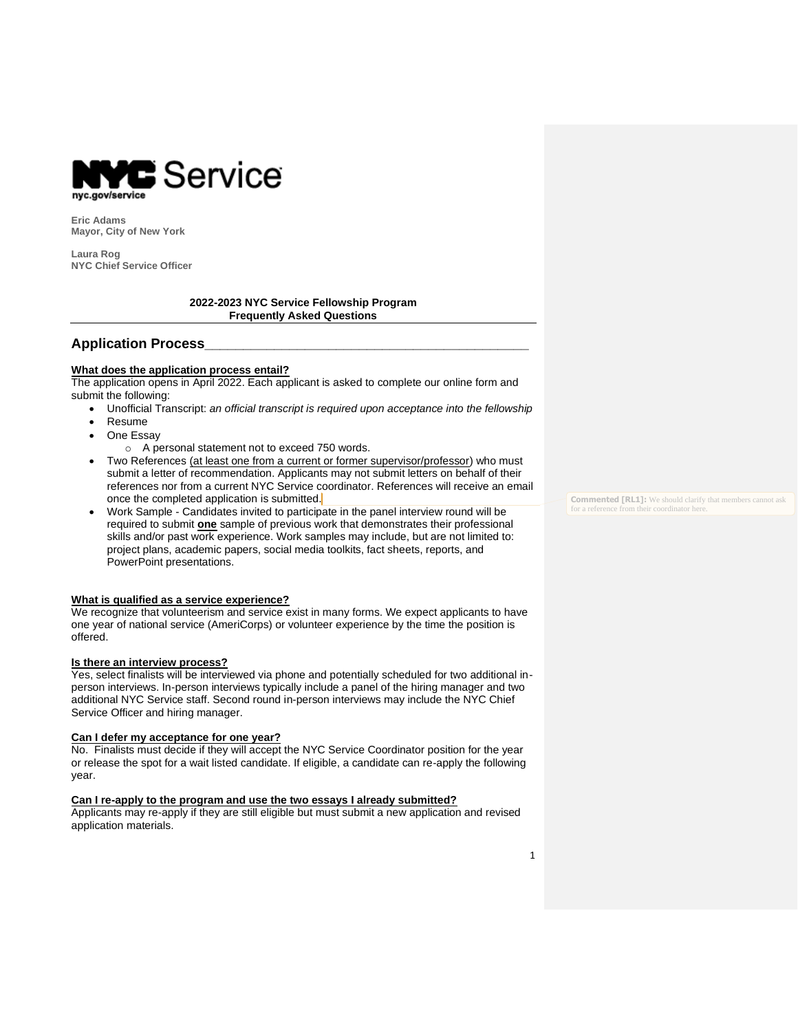**NYC Service**
nyc.gov/service

**Eric Adams**
**Mayor, City of New York**

**Laura Rog**
**NYC Chief Service Officer**

**2022-2023 NYC Service Fellowship Program**
**Frequently Asked Questions**

## Application Process

**What does the application process entail?**

The application opens in April 2022. Each applicant is asked to complete our online form and submit the following:

- Unofficial Transcript: *an official transcript is required upon acceptance into the fellowship*
- Resume
- One Essay
  - A personal statement not to exceed 750 words.
- Two References (at least one from a current or former supervisor/professor) who must submit a letter of recommendation. Applicants may not submit letters on behalf of their references nor from a current NYC Service coordinator. References will receive an email once the completed application is submitted.
- Work Sample - Candidates invited to participate in the panel interview round will be required to submit **one** sample of previous work that demonstrates their professional skills and/or past work experience. Work samples may include, but are not limited to: project plans, academic papers, social media toolkits, fact sheets, reports, and PowerPoint presentations.

Commented [RL1]: We should clarify that members cannot ask for a reference from their coordinator here.

**What is qualified as a service experience?**

We recognize that volunteerism and service exist in many forms. We expect applicants to have one year of national service (AmeriCorps) or volunteer experience by the time the position is offered.

**Is there an interview process?**

Yes, select finalists will be interviewed via phone and potentially scheduled for two additional in-person interviews. In-person interviews typically include a panel of the hiring manager and two additional NYC Service staff. Second round in-person interviews may include the NYC Chief Service Officer and hiring manager.

**Can I defer my acceptance for one year?**

No. Finalists must decide if they will accept the NYC Service Coordinator position for the year or release the spot for a wait listed candidate. If eligible, a candidate can re-apply the following year.

**Can I re-apply to the program and use the two essays I already submitted?**

Applicants may re-apply if they are still eligible but must submit a new application and revised application materials.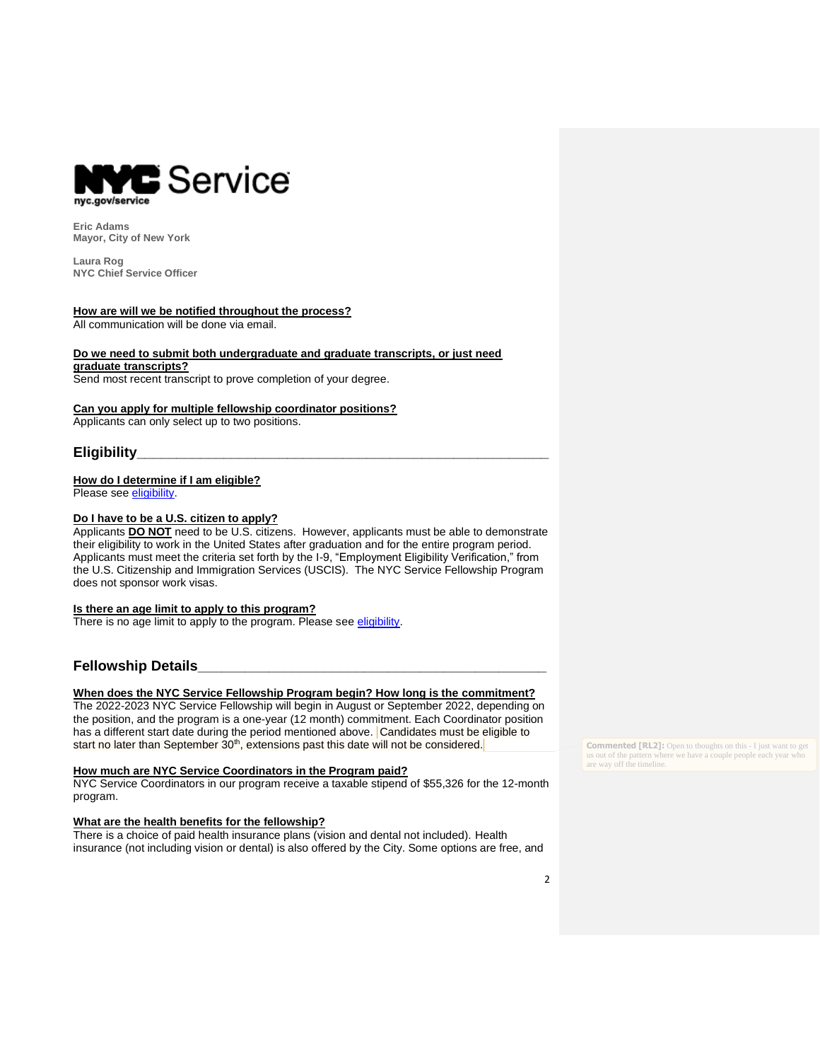**Eric Adams**
**Mayor, City of New York**

**Laura Rog**
**NYC Chief Service Officer**

**How are will we be notified throughout the process?**
All communication will be done via email.

**Do we need to submit both undergraduate and graduate transcripts, or just need graduate transcripts?**
Send most recent transcript to prove completion of your degree.

**Can you apply for multiple fellowship coordinator positions?**
Applicants can only select up to two positions.

## Eligibility

**How do I determine if I am eligible?**
Please see eligibility.

**Do I have to be a U.S. citizen to apply?**
Applicants **DO NOT** need to be U.S. citizens. However, applicants must be able to demonstrate their eligibility to work in the United States after graduation and for the entire program period. Applicants must meet the criteria set forth by the I-9, "Employment Eligibility Verification," from the U.S. Citizenship and Immigration Services (USCIS). The NYC Service Fellowship Program does not sponsor work visas.

**Is there an age limit to apply to this program?**
There is no age limit to apply to the program. Please see eligibility.

## Fellowship Details

**When does the NYC Service Fellowship Program begin? How long is the commitment?**
The 2022-2023 NYC Service Fellowship will begin in August or September 2022, depending on the position, and the program is a one-year (12 month) commitment. Each Coordinator position has a different start date during the period mentioned above. Candidates must be eligible to start no later than September 30th, extensions past this date will not be considered.

Commented [RL2]: Open to thoughts on this - I just want to get us out of the pattern where we have a couple people each year who are way off the timeline.

**How much are NYC Service Coordinators in the Program paid?**
NYC Service Coordinators in our program receive a taxable stipend of $55,326 for the 12-month program.

**What are the health benefits for the fellowship?**
There is a choice of paid health insurance plans (vision and dental not included). Health insurance (not including vision or dental) is also offered by the City. Some options are free, and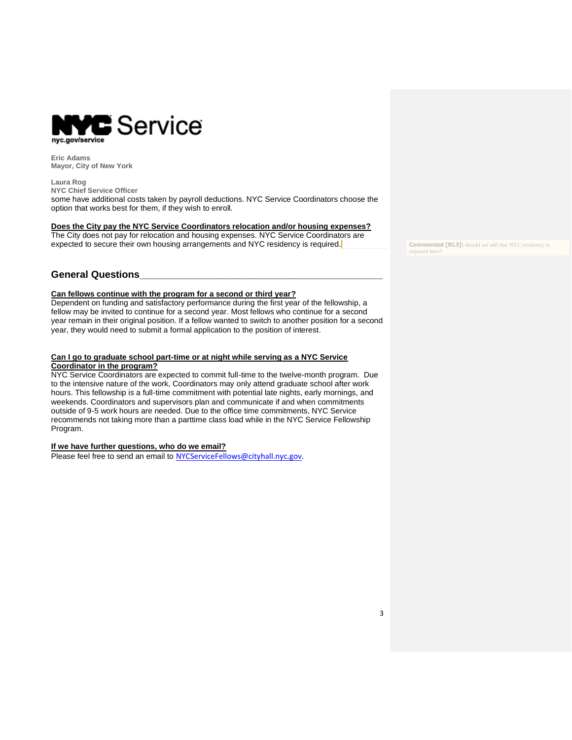some have additional costs taken by payroll deductions. NYC Service Coordinators choose the option that works best for them, if they wish to enroll.

**Does the City pay the NYC Service Coordinators relocation and/or housing expenses?**

The City does not pay for relocation and housing expenses. NYC Service Coordinators are expected to secure their own housing arrangements and NYC residency is required.

**Commented [RL3]:** should we add that NYC residency is required here?

## General Questions

**Can fellows continue with the program for a second or third year?**

Dependent on funding and satisfactory performance during the first year of the fellowship, a fellow may be invited to continue for a second year. Most fellows who continue for a second year remain in their original position. If a fellow wanted to switch to another position for a second year, they would need to submit a formal application to the position of interest.

**Can I go to graduate school part-time or at night while serving as a NYC Service Coordinator in the program?**

NYC Service Coordinators are expected to commit full-time to the twelve-month program. Due to the intensive nature of the work, Coordinators may only attend graduate school after work hours. This fellowship is a full-time commitment with potential late nights, early mornings, and weekends. Coordinators and supervisors plan and communicate if and when commitments outside of 9-5 work hours are needed. Due to the office time commitments, NYC Service recommends not taking more than a parttime class load while in the NYC Service Fellowship Program.

**If we have further questions, who do we email?**

Please feel free to send an email to NYCServiceFellows@cityhall.nyc.gov.